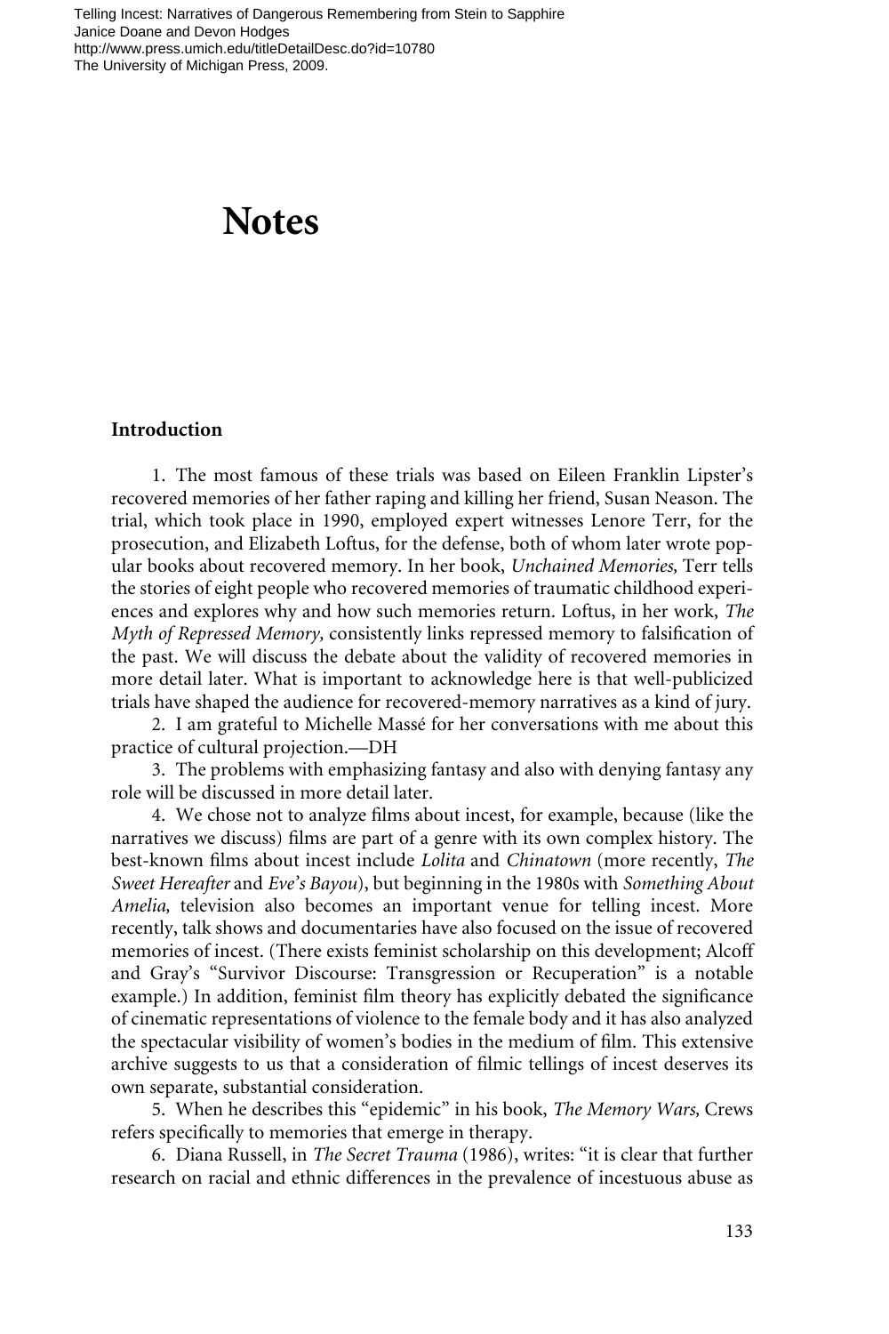Telling Incest: Narratives of Dangerous Remembering from Stein to Sapphire
Janice Doane and Devon Hodges
http://www.press.umich.edu/titleDetailDesc.do?id=10780
The University of Michigan Press, 2009.

# Notes

## Introduction

1. The most famous of these trials was based on Eileen Franklin Lipster's recovered memories of her father raping and killing her friend, Susan Neason. The trial, which took place in 1990, employed expert witnesses Lenore Terr, for the prosecution, and Elizabeth Loftus, for the defense, both of whom later wrote popular books about recovered memory. In her book, *Unchained Memories,* Terr tells the stories of eight people who recovered memories of traumatic childhood experiences and explores why and how such memories return. Loftus, in her work, *The Myth of Repressed Memory,* consistently links repressed memory to falsification of the past. We will discuss the debate about the validity of recovered memories in more detail later. What is important to acknowledge here is that well-publicized trials have shaped the audience for recovered-memory narratives as a kind of jury.

2. I am grateful to Michelle Massé for her conversations with me about this practice of cultural projection.—DH

3. The problems with emphasizing fantasy and also with denying fantasy any role will be discussed in more detail later.

4. We chose not to analyze films about incest, for example, because (like the narratives we discuss) films are part of a genre with its own complex history. The best-known films about incest include *Lolita* and *Chinatown* (more recently, *The Sweet Hereafter* and *Eve's Bayou*), but beginning in the 1980s with *Something About Amelia,* television also becomes an important venue for telling incest. More recently, talk shows and documentaries have also focused on the issue of recovered memories of incest. (There exists feminist scholarship on this development; Alcoff and Gray's "Survivor Discourse: Transgression or Recuperation" is a notable example.) In addition, feminist film theory has explicitly debated the significance of cinematic representations of violence to the female body and it has also analyzed the spectacular visibility of women's bodies in the medium of film. This extensive archive suggests to us that a consideration of filmic tellings of incest deserves its own separate, substantial consideration.

5. When he describes this "epidemic" in his book, *The Memory Wars,* Crews refers specifically to memories that emerge in therapy.

6. Diana Russell, in *The Secret Trauma* (1986), writes: "it is clear that further research on racial and ethnic differences in the prevalence of incestuous abuse as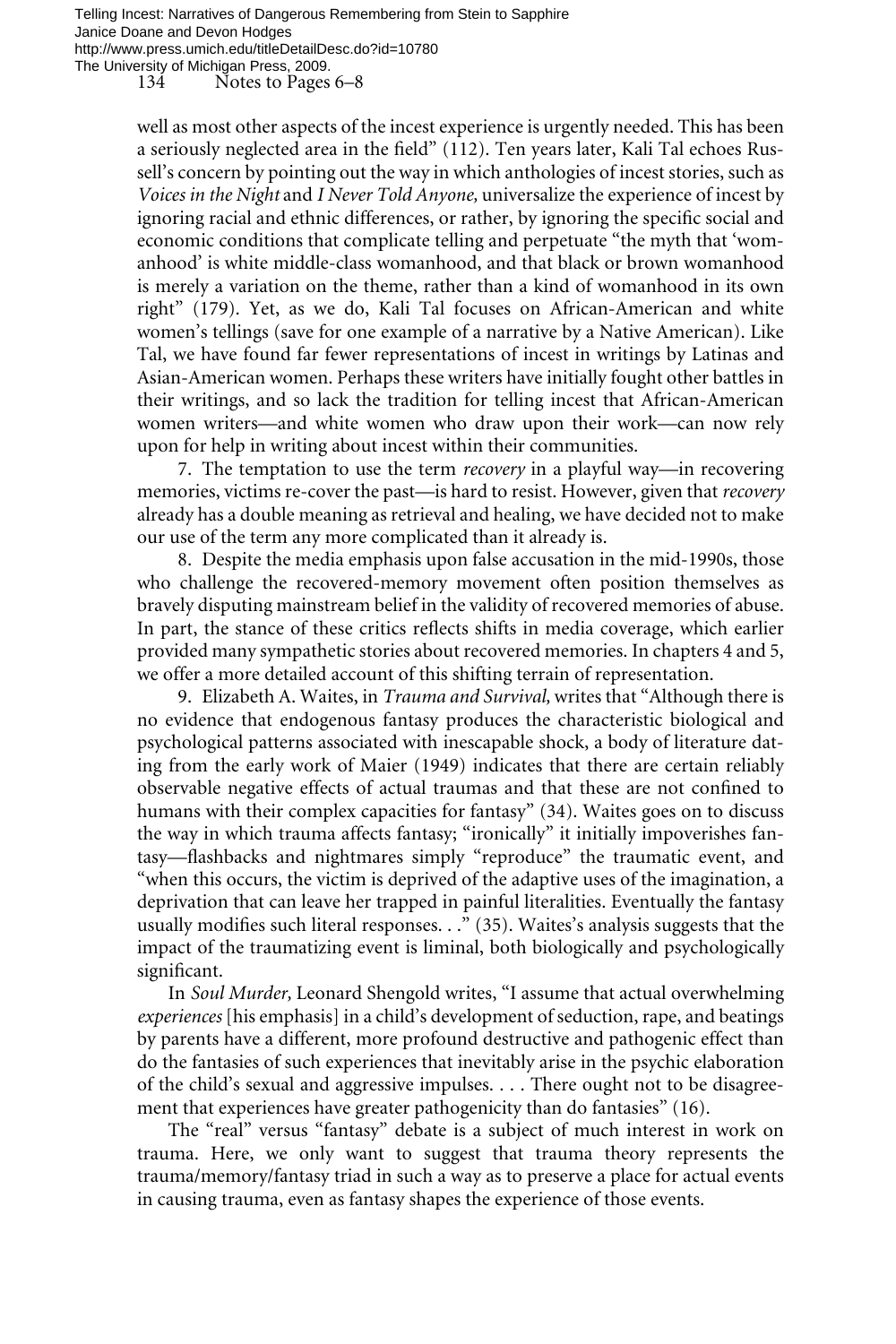well as most other aspects of the incest experience is urgently needed. This has been a seriously neglected area in the field" (112). Ten years later, Kali Tal echoes Russell's concern by pointing out the way in which anthologies of incest stories, such as *Voices in the Night* and *I Never Told Anyone*, universalize the experience of incest by ignoring racial and ethnic differences, or rather, by ignoring the specific social and economic conditions that complicate telling and perpetuate "the myth that 'womanhood' is white middle-class womanhood, and that black or brown womanhood is merely a variation on the theme, rather than a kind of womanhood in its own right" (179). Yet, as we do, Kali Tal focuses on African-American and white women's tellings (save for one example of a narrative by a Native American). Like Tal, we have found far fewer representations of incest in writings by Latinas and Asian-American women. Perhaps these writers have initially fought other battles in their writings, and so lack the tradition for telling incest that African-American women writers—and white women who draw upon their work—can now rely upon for help in writing about incest within their communities.

7. The temptation to use the term *recovery* in a playful way—in recovering memories, victims re-cover the past—is hard to resist. However, given that *recovery* already has a double meaning as retrieval and healing, we have decided not to make our use of the term any more complicated than it already is.

8. Despite the media emphasis upon false accusation in the mid-1990s, those who challenge the recovered-memory movement often position themselves as bravely disputing mainstream belief in the validity of recovered memories of abuse. In part, the stance of these critics reflects shifts in media coverage, which earlier provided many sympathetic stories about recovered memories. In chapters 4 and 5, we offer a more detailed account of this shifting terrain of representation.

9. Elizabeth A. Waites, in *Trauma and Survival*, writes that "Although there is no evidence that endogenous fantasy produces the characteristic biological and psychological patterns associated with inescapable shock, a body of literature dating from the early work of Maier (1949) indicates that there are certain reliably observable negative effects of actual traumas and that these are not confined to humans with their complex capacities for fantasy" (34). Waites goes on to discuss the way in which trauma affects fantasy; "ironically" it initially impoverishes fantasy—flashbacks and nightmares simply "reproduce" the traumatic event, and "when this occurs, the victim is deprived of the adaptive uses of the imagination, a deprivation that can leave her trapped in painful literalities. Eventually the fantasy usually modifies such literal responses. . ." (35). Waites's analysis suggests that the impact of the traumatizing event is liminal, both biologically and psychologically significant.

In *Soul Murder*, Leonard Shengold writes, "I assume that actual overwhelming *experiences* [his emphasis] in a child's development of seduction, rape, and beatings by parents have a different, more profound destructive and pathogenic effect than do the fantasies of such experiences that inevitably arise in the psychic elaboration of the child's sexual and aggressive impulses. . . . There ought not to be disagreement that experiences have greater pathogenicity than do fantasies" (16).

The "real" versus "fantasy" debate is a subject of much interest in work on trauma. Here, we only want to suggest that trauma theory represents the trauma/memory/fantasy triad in such a way as to preserve a place for actual events in causing trauma, even as fantasy shapes the experience of those events.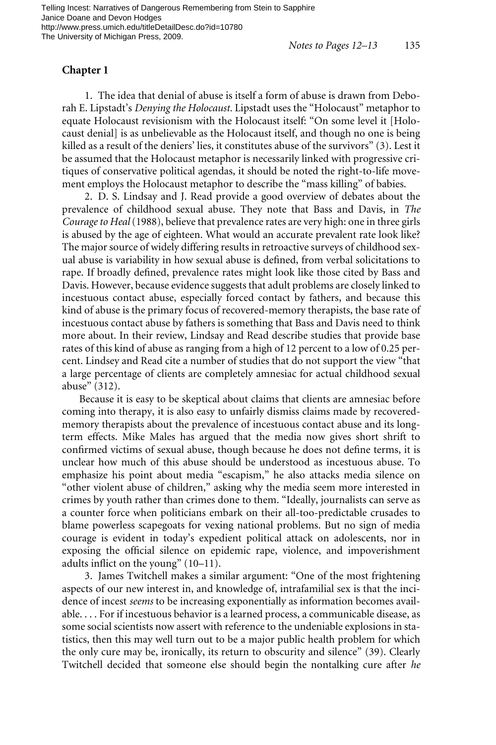## Chapter 1

1. The idea that denial of abuse is itself a form of abuse is drawn from Deborah E. Lipstadt's *Denying the Holocaust.* Lipstadt uses the "Holocaust" metaphor to equate Holocaust revisionism with the Holocaust itself: "On some level it [Holocaust denial] is as unbelievable as the Holocaust itself, and though no one is being killed as a result of the deniers' lies, it constitutes abuse of the survivors" (3). Lest it be assumed that the Holocaust metaphor is necessarily linked with progressive critiques of conservative political agendas, it should be noted the right-to-life movement employs the Holocaust metaphor to describe the "mass killing" of babies.

2. D. S. Lindsay and J. Read provide a good overview of debates about the prevalence of childhood sexual abuse. They note that Bass and Davis, in *The Courage to Heal* (1988), believe that prevalence rates are very high: one in three girls is abused by the age of eighteen. What would an accurate prevalent rate look like? The major source of widely differing results in retroactive surveys of childhood sexual abuse is variability in how sexual abuse is defined, from verbal solicitations to rape. If broadly defined, prevalence rates might look like those cited by Bass and Davis. However, because evidence suggests that adult problems are closely linked to incestuous contact abuse, especially forced contact by fathers, and because this kind of abuse is the primary focus of recovered-memory therapists, the base rate of incestuous contact abuse by fathers is something that Bass and Davis need to think more about. In their review, Lindsay and Read describe studies that provide base rates of this kind of abuse as ranging from a high of 12 percent to a low of 0.25 percent. Lindsey and Read cite a number of studies that do not support the view "that a large percentage of clients are completely amnesiac for actual childhood sexual abuse" (312).

Because it is easy to be skeptical about claims that clients are amnesiac before coming into therapy, it is also easy to unfairly dismiss claims made by recovered-memory therapists about the prevalence of incestuous contact abuse and its long-term effects. Mike Males has argued that the media now gives short shrift to confirmed victims of sexual abuse, though because he does not define terms, it is unclear how much of this abuse should be understood as incestuous abuse. To emphasize his point about media "escapism," he also attacks media silence on "other violent abuse of children," asking why the media seem more interested in crimes by youth rather than crimes done to them. "Ideally, journalists can serve as a counter force when politicians embark on their all-too-predictable crusades to blame powerless scapegoats for vexing national problems. But no sign of media courage is evident in today's expedient political attack on adolescents, nor in exposing the official silence on epidemic rape, violence, and impoverishment adults inflict on the young" (10–11).

3. James Twitchell makes a similar argument: "One of the most frightening aspects of our new interest in, and knowledge of, intrafamilial sex is that the incidence of incest *seems* to be increasing exponentially as information becomes available. . . . For if incestuous behavior is a learned process, a communicable disease, as some social scientists now assert with reference to the undeniable explosions in statistics, then this may well turn out to be a major public health problem for which the only cure may be, ironically, its return to obscurity and silence" (39). Clearly Twitchell decided that someone else should begin the nontalking cure after *he*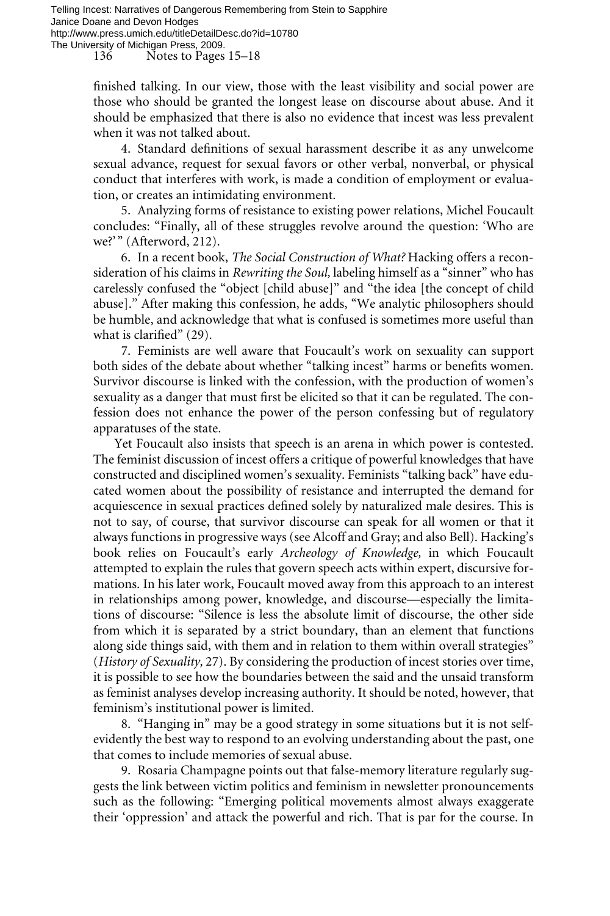finished talking. In our view, those with the least visibility and social power are those who should be granted the longest lease on discourse about abuse. And it should be emphasized that there is also no evidence that incest was less prevalent when it was not talked about.

4. Standard definitions of sexual harassment describe it as any unwelcome sexual advance, request for sexual favors or other verbal, nonverbal, or physical conduct that interferes with work, is made a condition of employment or evaluation, or creates an intimidating environment.

5. Analyzing forms of resistance to existing power relations, Michel Foucault concludes: "Finally, all of these struggles revolve around the question: 'Who are we?'" (Afterword, 212).

6. In a recent book, *The Social Construction of What?* Hacking offers a reconsideration of his claims in *Rewriting the Soul,* labeling himself as a "sinner" who has carelessly confused the "object [child abuse]" and "the idea [the concept of child abuse]." After making this confession, he adds, "We analytic philosophers should be humble, and acknowledge that what is confused is sometimes more useful than what is clarified" (29).

7. Feminists are well aware that Foucault's work on sexuality can support both sides of the debate about whether "talking incest" harms or benefits women. Survivor discourse is linked with the confession, with the production of women's sexuality as a danger that must first be elicited so that it can be regulated. The confession does not enhance the power of the person confessing but of regulatory apparatuses of the state.

Yet Foucault also insists that speech is an arena in which power is contested. The feminist discussion of incest offers a critique of powerful knowledges that have constructed and disciplined women's sexuality. Feminists "talking back" have educated women about the possibility of resistance and interrupted the demand for acquiescence in sexual practices defined solely by naturalized male desires. This is not to say, of course, that survivor discourse can speak for all women or that it always functions in progressive ways (see Alcoff and Gray; and also Bell). Hacking's book relies on Foucault's early *Archeology of Knowledge,* in which Foucault attempted to explain the rules that govern speech acts within expert, discursive formations. In his later work, Foucault moved away from this approach to an interest in relationships among power, knowledge, and discourse—especially the limitations of discourse: "Silence is less the absolute limit of discourse, the other side from which it is separated by a strict boundary, than an element that functions along side things said, with them and in relation to them within overall strategies" (*History of Sexuality,* 27). By considering the production of incest stories over time, it is possible to see how the boundaries between the said and the unsaid transform as feminist analyses develop increasing authority. It should be noted, however, that feminism's institutional power is limited.

8. "Hanging in" may be a good strategy in some situations but it is not self-evidently the best way to respond to an evolving understanding about the past, one that comes to include memories of sexual abuse.

9. Rosaria Champagne points out that false-memory literature regularly suggests the link between victim politics and feminism in newsletter pronouncements such as the following: "Emerging political movements almost always exaggerate their 'oppression' and attack the powerful and rich. That is par for the course. In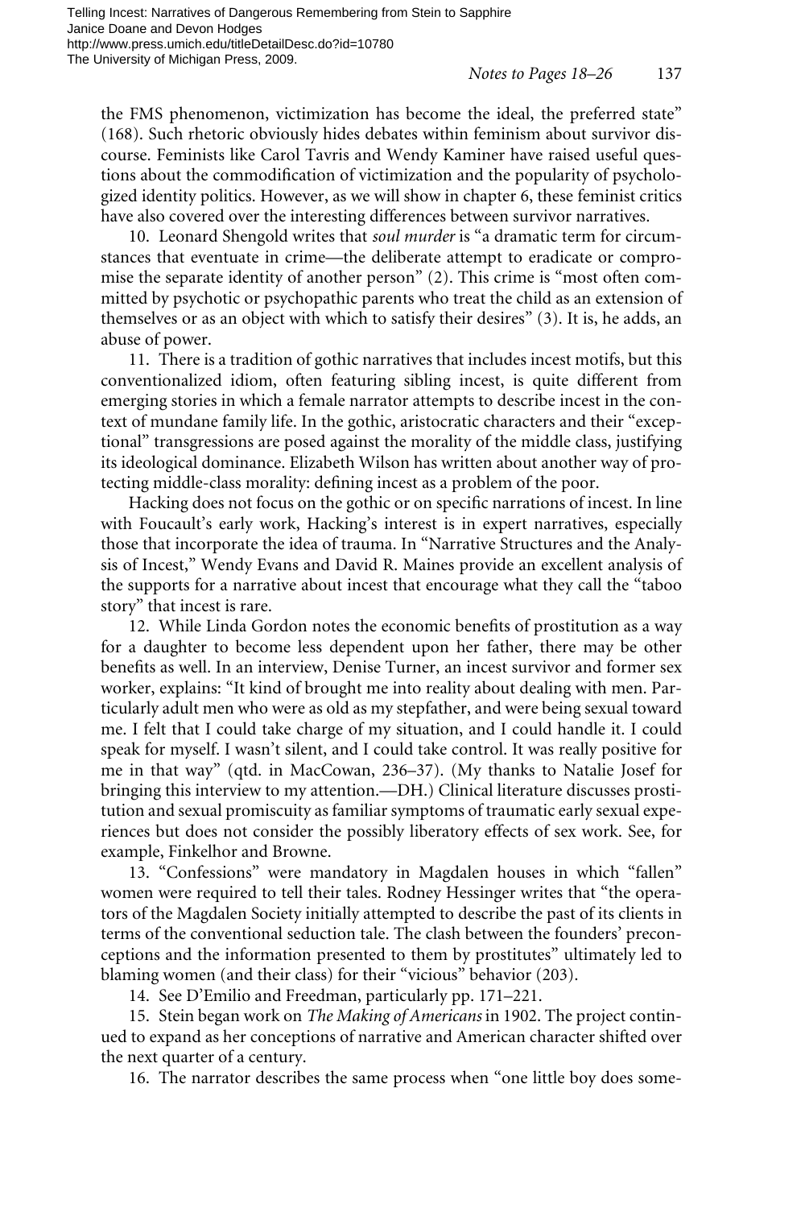the FMS phenomenon, victimization has become the ideal, the preferred state" (168). Such rhetoric obviously hides debates within feminism about survivor discourse. Feminists like Carol Tavris and Wendy Kaminer have raised useful questions about the commodification of victimization and the popularity of psychologized identity politics. However, as we will show in chapter 6, these feminist critics have also covered over the interesting differences between survivor narratives.

10. Leonard Shengold writes that *soul murder* is "a dramatic term for circumstances that eventuate in crime—the deliberate attempt to eradicate or compromise the separate identity of another person" (2). This crime is "most often committed by psychotic or psychopathic parents who treat the child as an extension of themselves or as an object with which to satisfy their desires" (3). It is, he adds, an abuse of power.

11. There is a tradition of gothic narratives that includes incest motifs, but this conventionalized idiom, often featuring sibling incest, is quite different from emerging stories in which a female narrator attempts to describe incest in the context of mundane family life. In the gothic, aristocratic characters and their "exceptional" transgressions are posed against the morality of the middle class, justifying its ideological dominance. Elizabeth Wilson has written about another way of protecting middle-class morality: defining incest as a problem of the poor.

Hacking does not focus on the gothic or on specific narrations of incest. In line with Foucault's early work, Hacking's interest is in expert narratives, especially those that incorporate the idea of trauma. In "Narrative Structures and the Analysis of Incest," Wendy Evans and David R. Maines provide an excellent analysis of the supports for a narrative about incest that encourage what they call the "taboo story" that incest is rare.

12. While Linda Gordon notes the economic benefits of prostitution as a way for a daughter to become less dependent upon her father, there may be other benefits as well. In an interview, Denise Turner, an incest survivor and former sex worker, explains: "It kind of brought me into reality about dealing with men. Particularly adult men who were as old as my stepfather, and were being sexual toward me. I felt that I could take charge of my situation, and I could handle it. I could speak for myself. I wasn't silent, and I could take control. It was really positive for me in that way" (qtd. in MacCowan, 236–37). (My thanks to Natalie Josef for bringing this interview to my attention.—DH.) Clinical literature discusses prostitution and sexual promiscuity as familiar symptoms of traumatic early sexual experiences but does not consider the possibly liberatory effects of sex work. See, for example, Finkelhor and Browne.

13. "Confessions" were mandatory in Magdalen houses in which "fallen" women were required to tell their tales. Rodney Hessinger writes that "the operators of the Magdalen Society initially attempted to describe the past of its clients in terms of the conventional seduction tale. The clash between the founders' preconceptions and the information presented to them by prostitutes" ultimately led to blaming women (and their class) for their "vicious" behavior (203).

14. See D'Emilio and Freedman, particularly pp. 171–221.

15. Stein began work on *The Making of Americans* in 1902. The project continued to expand as her conceptions of narrative and American character shifted over the next quarter of a century.

16. The narrator describes the same process when "one little boy does some-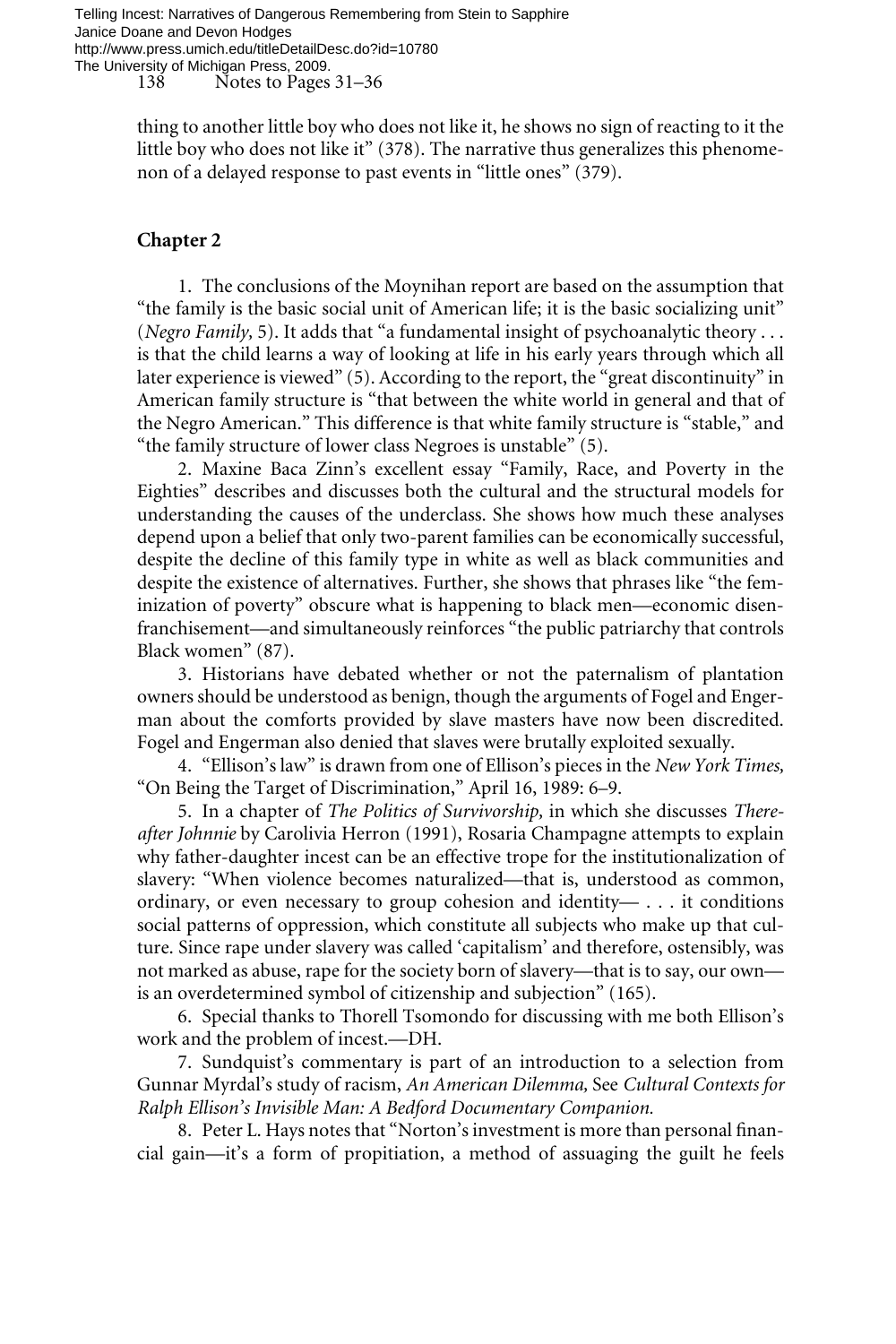thing to another little boy who does not like it, he shows no sign of reacting to it the little boy who does not like it" (378). The narrative thus generalizes this phenomenon of a delayed response to past events in "little ones" (379).

## Chapter 2

1. The conclusions of the Moynihan report are based on the assumption that "the family is the basic social unit of American life; it is the basic socializing unit" (*Negro Family,* 5). It adds that "a fundamental insight of psychoanalytic theory . . . is that the child learns a way of looking at life in his early years through which all later experience is viewed" (5). According to the report, the "great discontinuity" in American family structure is "that between the white world in general and that of the Negro American." This difference is that white family structure is "stable," and "the family structure of lower class Negroes is unstable" (5).

2. Maxine Baca Zinn's excellent essay "Family, Race, and Poverty in the Eighties" describes and discusses both the cultural and the structural models for understanding the causes of the underclass. She shows how much these analyses depend upon a belief that only two-parent families can be economically successful, despite the decline of this family type in white as well as black communities and despite the existence of alternatives. Further, she shows that phrases like "the feminization of poverty" obscure what is happening to black men—economic disenfranchisement—and simultaneously reinforces "the public patriarchy that controls Black women" (87).

3. Historians have debated whether or not the paternalism of plantation owners should be understood as benign, though the arguments of Fogel and Engerman about the comforts provided by slave masters have now been discredited. Fogel and Engerman also denied that slaves were brutally exploited sexually.

4. "Ellison's law" is drawn from one of Ellison's pieces in the *New York Times,* "On Being the Target of Discrimination," April 16, 1989: 6–9.

5. In a chapter of *The Politics of Survivorship,* in which she discusses *Thereafter Johnnie* by Carolivia Herron (1991), Rosaria Champagne attempts to explain why father-daughter incest can be an effective trope for the institutionalization of slavery: "When violence becomes naturalized—that is, understood as common, ordinary, or even necessary to group cohesion and identity— . . . it conditions social patterns of oppression, which constitute all subjects who make up that culture. Since rape under slavery was called 'capitalism' and therefore, ostensibly, was not marked as abuse, rape for the society born of slavery—that is to say, our own—is an overdetermined symbol of citizenship and subjection" (165).

6. Special thanks to Thorell Tsomondo for discussing with me both Ellison's work and the problem of incest.—DH.

7. Sundquist's commentary is part of an introduction to a selection from Gunnar Myrdal's study of racism, *An American Dilemma,* See *Cultural Contexts for Ralph Ellison's Invisible Man: A Bedford Documentary Companion.*

8. Peter L. Hays notes that "Norton's investment is more than personal financial gain—it's a form of propitiation, a method of assuaging the guilt he feels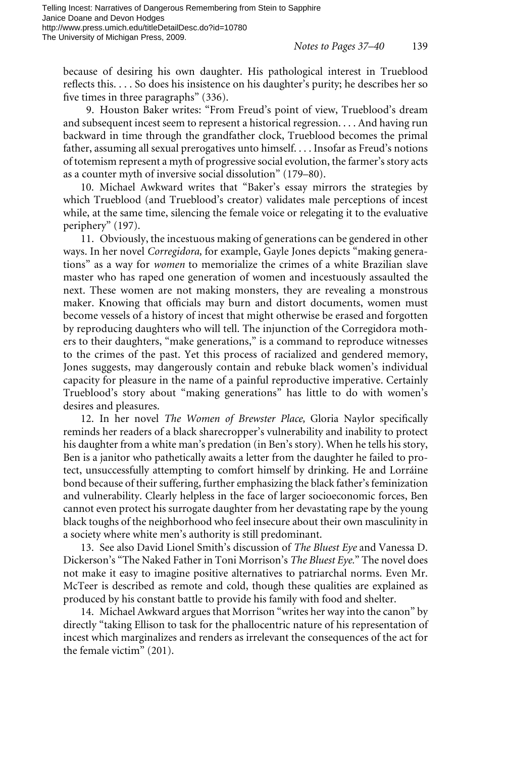because of desiring his own daughter. His pathological interest in Trueblood reflects this. . . . So does his insistence on his daughter's purity; he describes her so five times in three paragraphs" (336).

9. Houston Baker writes: "From Freud's point of view, Trueblood's dream and subsequent incest seem to represent a historical regression. . . . And having run backward in time through the grandfather clock, Trueblood becomes the primal father, assuming all sexual prerogatives unto himself. . . . Insofar as Freud's notions of totemism represent a myth of progressive social evolution, the farmer's story acts as a counter myth of inversive social dissolution" (179–80).

10. Michael Awkward writes that "Baker's essay mirrors the strategies by which Trueblood (and Trueblood's creator) validates male perceptions of incest while, at the same time, silencing the female voice or relegating it to the evaluative periphery" (197).

11. Obviously, the incestuous making of generations can be gendered in other ways. In her novel *Corregidora,* for example, Gayle Jones depicts "making generations" as a way for *women* to memorialize the crimes of a white Brazilian slave master who has raped one generation of women and incestuously assaulted the next. These women are not making monsters, they are revealing a monstrous maker. Knowing that officials may burn and distort documents, women must become vessels of a history of incest that might otherwise be erased and forgotten by reproducing daughters who will tell. The injunction of the Corregidora mothers to their daughters, "make generations," is a command to reproduce witnesses to the crimes of the past. Yet this process of racialized and gendered memory, Jones suggests, may dangerously contain and rebuke black women's individual capacity for pleasure in the name of a painful reproductive imperative. Certainly Trueblood's story about "making generations" has little to do with women's desires and pleasures.

12. In her novel *The Women of Brewster Place,* Gloria Naylor specifically reminds her readers of a black sharecropper's vulnerability and inability to protect his daughter from a white man's predation (in Ben's story). When he tells his story, Ben is a janitor who pathetically awaits a letter from the daughter he failed to protect, unsuccessfully attempting to comfort himself by drinking. He and Lorráine bond because of their suffering, further emphasizing the black father's feminization and vulnerability. Clearly helpless in the face of larger socioeconomic forces, Ben cannot even protect his surrogate daughter from her devastating rape by the young black toughs of the neighborhood who feel insecure about their own masculinity in a society where white men's authority is still predominant.

13. See also David Lionel Smith's discussion of *The Bluest Eye* and Vanessa D. Dickerson's "The Naked Father in Toni Morrison's *The Bluest Eye.*" The novel does not make it easy to imagine positive alternatives to patriarchal norms. Even Mr. McTeer is described as remote and cold, though these qualities are explained as produced by his constant battle to provide his family with food and shelter.

14. Michael Awkward argues that Morrison "writes her way into the canon" by directly "taking Ellison to task for the phallocentric nature of his representation of incest which marginalizes and renders as irrelevant the consequences of the act for the female victim" (201).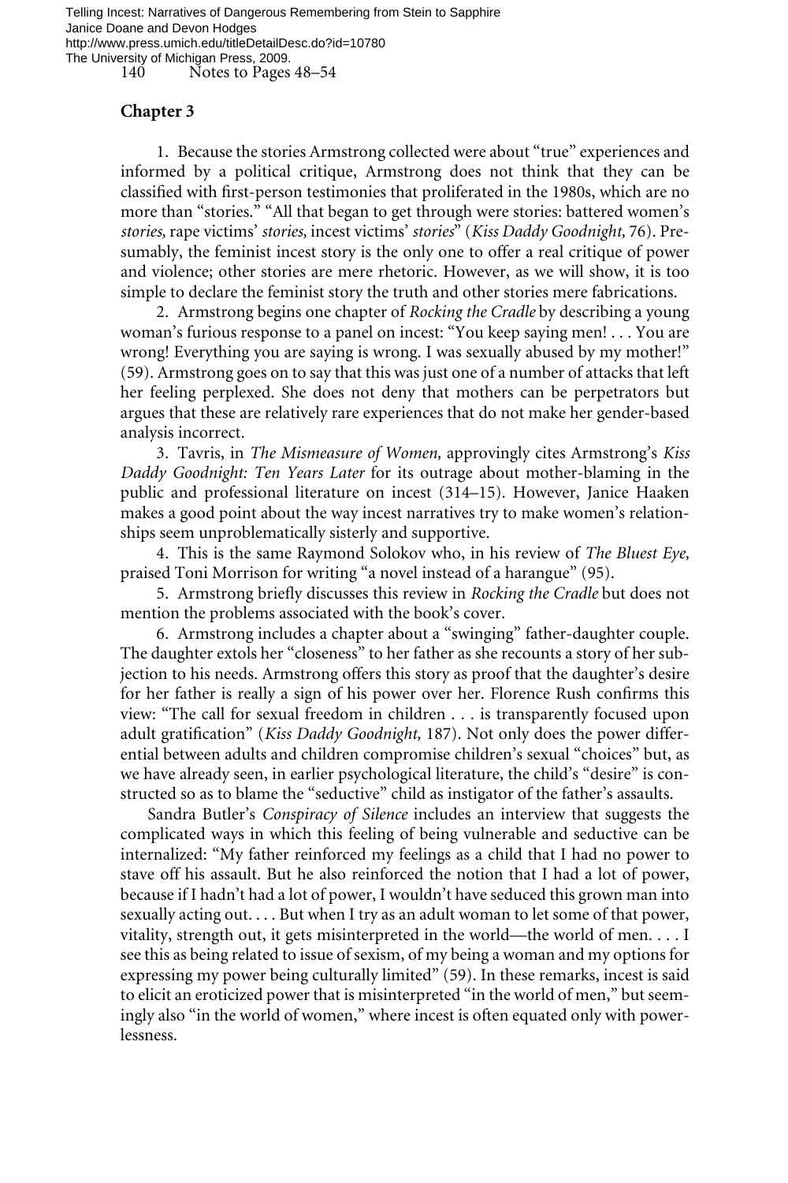## Chapter 3

1. Because the stories Armstrong collected were about "true" experiences and informed by a political critique, Armstrong does not think that they can be classified with first-person testimonies that proliferated in the 1980s, which are no more than "stories." "All that began to get through were stories: battered women's *stories,* rape victims' *stories,* incest victims' *stories*" (*Kiss Daddy Goodnight,* 76). Presumably, the feminist incest story is the only one to offer a real critique of power and violence; other stories are mere rhetoric. However, as we will show, it is too simple to declare the feminist story the truth and other stories mere fabrications.

2. Armstrong begins one chapter of *Rocking the Cradle* by describing a young woman's furious response to a panel on incest: "You keep saying men! . . . You are wrong! Everything you are saying is wrong. I was sexually abused by my mother!" (59). Armstrong goes on to say that this was just one of a number of attacks that left her feeling perplexed. She does not deny that mothers can be perpetrators but argues that these are relatively rare experiences that do not make her gender-based analysis incorrect.

3. Tavris, in *The Mismeasure of Women,* approvingly cites Armstrong's *Kiss Daddy Goodnight: Ten Years Later* for its outrage about mother-blaming in the public and professional literature on incest (314–15). However, Janice Haaken makes a good point about the way incest narratives try to make women's relationships seem unproblematically sisterly and supportive.

4. This is the same Raymond Solokov who, in his review of *The Bluest Eye,* praised Toni Morrison for writing "a novel instead of a harangue" (95).

5. Armstrong briefly discusses this review in *Rocking the Cradle* but does not mention the problems associated with the book's cover.

6. Armstrong includes a chapter about a "swinging" father-daughter couple. The daughter extols her "closeness" to her father as she recounts a story of her subjection to his needs. Armstrong offers this story as proof that the daughter's desire for her father is really a sign of his power over her. Florence Rush confirms this view: "The call for sexual freedom in children . . . is transparently focused upon adult gratification" (*Kiss Daddy Goodnight,* 187). Not only does the power differential between adults and children compromise children's sexual "choices" but, as we have already seen, in earlier psychological literature, the child's "desire" is constructed so as to blame the "seductive" child as instigator of the father's assaults.

Sandra Butler's *Conspiracy of Silence* includes an interview that suggests the complicated ways in which this feeling of being vulnerable and seductive can be internalized: "My father reinforced my feelings as a child that I had no power to stave off his assault. But he also reinforced the notion that I had a lot of power, because if I hadn't had a lot of power, I wouldn't have seduced this grown man into sexually acting out. . . . But when I try as an adult woman to let some of that power, vitality, strength out, it gets misinterpreted in the world—the world of men. . . . I see this as being related to issue of sexism, of my being a woman and my options for expressing my power being culturally limited" (59). In these remarks, incest is said to elicit an eroticized power that is misinterpreted "in the world of men," but seemingly also "in the world of women," where incest is often equated only with powerlessness.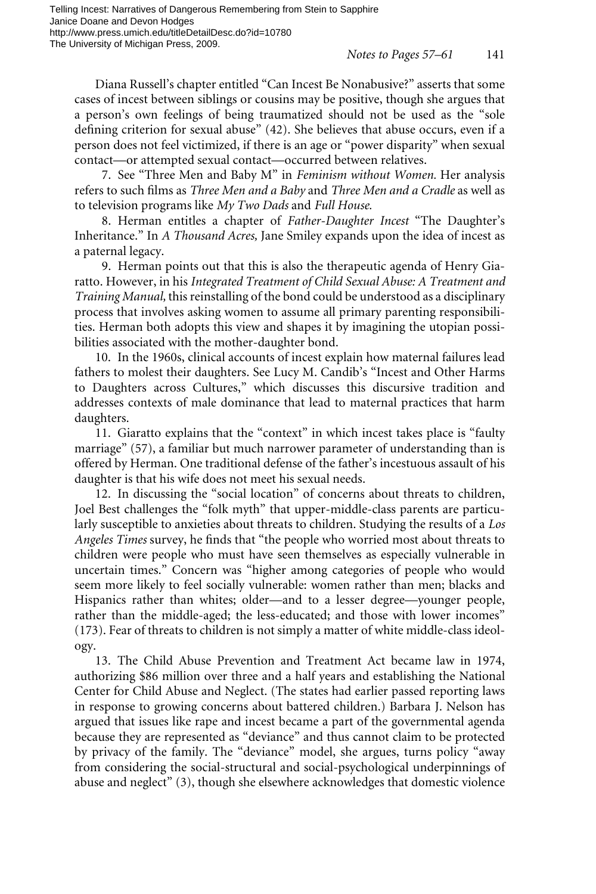Diana Russell's chapter entitled "Can Incest Be Nonabusive?" asserts that some cases of incest between siblings or cousins may be positive, though she argues that a person's own feelings of being traumatized should not be used as the "sole defining criterion for sexual abuse" (42). She believes that abuse occurs, even if a person does not feel victimized, if there is an age or "power disparity" when sexual contact—or attempted sexual contact—occurred between relatives.

7. See "Three Men and Baby M" in *Feminism without Women.* Her analysis refers to such films as *Three Men and a Baby* and *Three Men and a Cradle* as well as to television programs like *My Two Dads* and *Full House.*

8. Herman entitles a chapter of *Father-Daughter Incest* "The Daughter's Inheritance." In *A Thousand Acres,* Jane Smiley expands upon the idea of incest as a paternal legacy.

9. Herman points out that this is also the therapeutic agenda of Henry Giaratto. However, in his *Integrated Treatment of Child Sexual Abuse: A Treatment and Training Manual,* this reinstalling of the bond could be understood as a disciplinary process that involves asking women to assume all primary parenting responsibilities. Herman both adopts this view and shapes it by imagining the utopian possibilities associated with the mother-daughter bond.

10. In the 1960s, clinical accounts of incest explain how maternal failures lead fathers to molest their daughters. See Lucy M. Candib's "Incest and Other Harms to Daughters across Cultures," which discusses this discursive tradition and addresses contexts of male dominance that lead to maternal practices that harm daughters.

11. Giaratto explains that the "context" in which incest takes place is "faulty marriage" (57), a familiar but much narrower parameter of understanding than is offered by Herman. One traditional defense of the father's incestuous assault of his daughter is that his wife does not meet his sexual needs.

12. In discussing the "social location" of concerns about threats to children, Joel Best challenges the "folk myth" that upper-middle-class parents are particularly susceptible to anxieties about threats to children. Studying the results of a *Los Angeles Times* survey, he finds that "the people who worried most about threats to children were people who must have seen themselves as especially vulnerable in uncertain times." Concern was "higher among categories of people who would seem more likely to feel socially vulnerable: women rather than men; blacks and Hispanics rather than whites; older—and to a lesser degree—younger people, rather than the middle-aged; the less-educated; and those with lower incomes" (173). Fear of threats to children is not simply a matter of white middle-class ideology.

13. The Child Abuse Prevention and Treatment Act became law in 1974, authorizing $86 million over three and a half years and establishing the National Center for Child Abuse and Neglect. (The states had earlier passed reporting laws in response to growing concerns about battered children.) Barbara J. Nelson has argued that issues like rape and incest became a part of the governmental agenda because they are represented as "deviance" and thus cannot claim to be protected by privacy of the family. The "deviance" model, she argues, turns policy "away from considering the social-structural and social-psychological underpinnings of abuse and neglect" (3), though she elsewhere acknowledges that domestic violence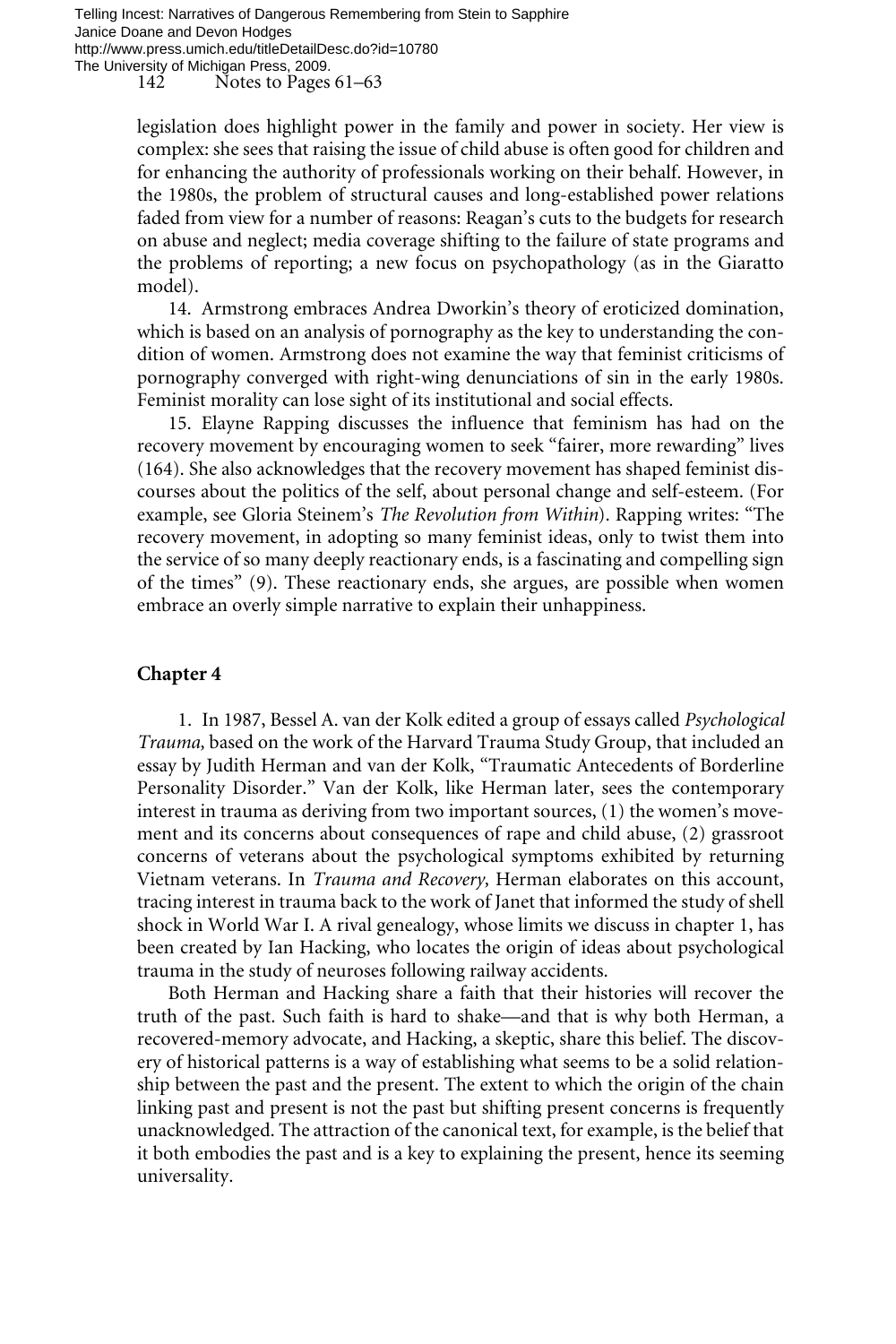legislation does highlight power in the family and power in society. Her view is complex: she sees that raising the issue of child abuse is often good for children and for enhancing the authority of professionals working on their behalf. However, in the 1980s, the problem of structural causes and long-established power relations faded from view for a number of reasons: Reagan's cuts to the budgets for research on abuse and neglect; media coverage shifting to the failure of state programs and the problems of reporting; a new focus on psychopathology (as in the Giaratto model).

14. Armstrong embraces Andrea Dworkin's theory of eroticized domination, which is based on an analysis of pornography as the key to understanding the condition of women. Armstrong does not examine the way that feminist criticisms of pornography converged with right-wing denunciations of sin in the early 1980s. Feminist morality can lose sight of its institutional and social effects.

15. Elayne Rapping discusses the influence that feminism has had on the recovery movement by encouraging women to seek "fairer, more rewarding" lives (164). She also acknowledges that the recovery movement has shaped feminist discourses about the politics of the self, about personal change and self-esteem. (For example, see Gloria Steinem's *The Revolution from Within*). Rapping writes: "The recovery movement, in adopting so many feminist ideas, only to twist them into the service of so many deeply reactionary ends, is a fascinating and compelling sign of the times" (9). These reactionary ends, she argues, are possible when women embrace an overly simple narrative to explain their unhappiness.

## Chapter 4

1. In 1987, Bessel A. van der Kolk edited a group of essays called *Psychological Trauma,* based on the work of the Harvard Trauma Study Group, that included an essay by Judith Herman and van der Kolk, "Traumatic Antecedents of Borderline Personality Disorder." Van der Kolk, like Herman later, sees the contemporary interest in trauma as deriving from two important sources, (1) the women's movement and its concerns about consequences of rape and child abuse, (2) grassroot concerns of veterans about the psychological symptoms exhibited by returning Vietnam veterans. In *Trauma and Recovery,* Herman elaborates on this account, tracing interest in trauma back to the work of Janet that informed the study of shell shock in World War I. A rival genealogy, whose limits we discuss in chapter 1, has been created by Ian Hacking, who locates the origin of ideas about psychological trauma in the study of neuroses following railway accidents.

Both Herman and Hacking share a faith that their histories will recover the truth of the past. Such faith is hard to shake—and that is why both Herman, a recovered-memory advocate, and Hacking, a skeptic, share this belief. The discovery of historical patterns is a way of establishing what seems to be a solid relationship between the past and the present. The extent to which the origin of the chain linking past and present is not the past but shifting present concerns is frequently unacknowledged. The attraction of the canonical text, for example, is the belief that it both embodies the past and is a key to explaining the present, hence its seeming universality.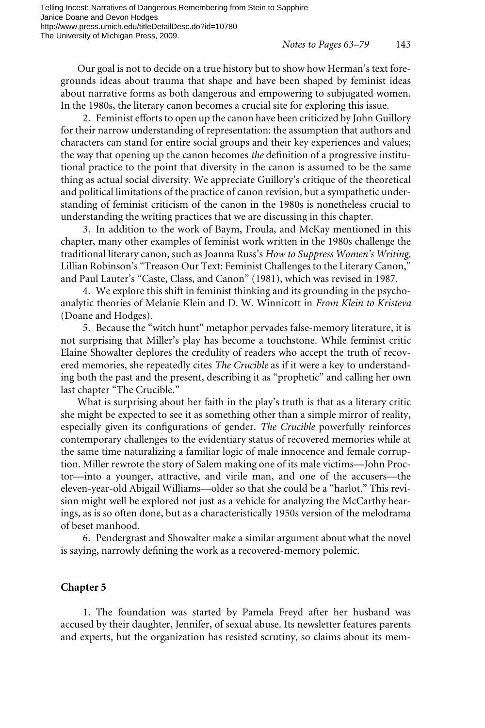Our goal is not to decide on a true history but to show how Herman's text foregrounds ideas about trauma that shape and have been shaped by feminist ideas about narrative forms as both dangerous and empowering to subjugated women. In the 1980s, the literary canon becomes a crucial site for exploring this issue.

2. Feminist efforts to open up the canon have been criticized by John Guillory for their narrow understanding of representation: the assumption that authors and characters can stand for entire social groups and their key experiences and values; the way that opening up the canon becomes *the* definition of a progressive institutional practice to the point that diversity in the canon is assumed to be the same thing as actual social diversity. We appreciate Guillory's critique of the theoretical and political limitations of the practice of canon revision, but a sympathetic understanding of feminist criticism of the canon in the 1980s is nonetheless crucial to understanding the writing practices that we are discussing in this chapter.

3. In addition to the work of Baym, Froula, and McKay mentioned in this chapter, many other examples of feminist work written in the 1980s challenge the traditional literary canon, such as Joanna Russ's *How to Suppress Women's Writing,* Lillian Robinson's "Treason Our Text: Feminist Challenges to the Literary Canon," and Paul Lauter's "Caste, Class, and Canon" (1981), which was revised in 1987.

4. We explore this shift in feminist thinking and its grounding in the psychoanalytic theories of Melanie Klein and D. W. Winnicott in *From Klein to Kristeva* (Doane and Hodges).

5. Because the "witch hunt" metaphor pervades false-memory literature, it is not surprising that Miller's play has become a touchstone. While feminist critic Elaine Showalter deplores the credulity of readers who accept the truth of recovered memories, she repeatedly cites *The Crucible* as if it were a key to understanding both the past and the present, describing it as "prophetic" and calling her own last chapter "The Crucible."

What is surprising about her faith in the play's truth is that as a literary critic she might be expected to see it as something other than a simple mirror of reality, especially given its configurations of gender. *The Crucible* powerfully reinforces contemporary challenges to the evidentiary status of recovered memories while at the same time naturalizing a familiar logic of male innocence and female corruption. Miller rewrote the story of Salem making one of its male victims—John Proctor—into a younger, attractive, and virile man, and one of the accusers—the eleven-year-old Abigail Williams—older so that she could be a "harlot." This revision might well be explored not just as a vehicle for analyzing the McCarthy hearings, as is so often done, but as a characteristically 1950s version of the melodrama of beset manhood.

6. Pendergrast and Showalter make a similar argument about what the novel is saying, narrowly defining the work as a recovered-memory polemic.

## Chapter 5

1. The foundation was started by Pamela Freyd after her husband was accused by their daughter, Jennifer, of sexual abuse. Its newsletter features parents and experts, but the organization has resisted scrutiny, so claims about its mem-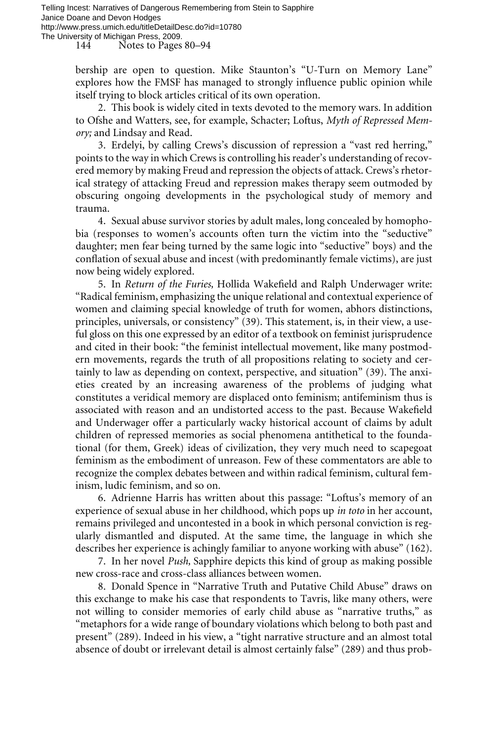bership are open to question. Mike Staunton's "U-Turn on Memory Lane" explores how the FMSF has managed to strongly influence public opinion while itself trying to block articles critical of its own operation.

2. This book is widely cited in texts devoted to the memory wars. In addition to Ofshe and Watters, see, for example, Schacter; Loftus, *Myth of Repressed Memory;* and Lindsay and Read.

3. Erdelyi, by calling Crews's discussion of repression a "vast red herring," points to the way in which Crews is controlling his reader's understanding of recovered memory by making Freud and repression the objects of attack. Crews's rhetorical strategy of attacking Freud and repression makes therapy seem outmoded by obscuring ongoing developments in the psychological study of memory and trauma.

4. Sexual abuse survivor stories by adult males, long concealed by homophobia (responses to women's accounts often turn the victim into the "seductive" daughter; men fear being turned by the same logic into "seductive" boys) and the conflation of sexual abuse and incest (with predominantly female victims), are just now being widely explored.

5. In *Return of the Furies,* Hollida Wakefield and Ralph Underwager write: "Radical feminism, emphasizing the unique relational and contextual experience of women and claiming special knowledge of truth for women, abhors distinctions, principles, universals, or consistency" (39). This statement, is, in their view, a useful gloss on this one expressed by an editor of a textbook on feminist jurisprudence and cited in their book: "the feminist intellectual movement, like many postmodern movements, regards the truth of all propositions relating to society and certainly to law as depending on context, perspective, and situation" (39). The anxieties created by an increasing awareness of the problems of judging what constitutes a veridical memory are displaced onto feminism; antifeminism thus is associated with reason and an undistorted access to the past. Because Wakefield and Underwager offer a particularly wacky historical account of claims by adult children of repressed memories as social phenomena antithetical to the foundational (for them, Greek) ideas of civilization, they very much need to scapegoat feminism as the embodiment of unreason. Few of these commentators are able to recognize the complex debates between and within radical feminism, cultural feminism, ludic feminism, and so on.

6. Adrienne Harris has written about this passage: "Loftus's memory of an experience of sexual abuse in her childhood, which pops up *in toto* in her account, remains privileged and uncontested in a book in which personal conviction is regularly dismantled and disputed. At the same time, the language in which she describes her experience is achingly familiar to anyone working with abuse" (162).

7. In her novel *Push,* Sapphire depicts this kind of group as making possible new cross-race and cross-class alliances between women.

8. Donald Spence in "Narrative Truth and Putative Child Abuse" draws on this exchange to make his case that respondents to Tavris, like many others, were not willing to consider memories of early child abuse as "narrative truths," as "metaphors for a wide range of boundary violations which belong to both past and present" (289). Indeed in his view, a "tight narrative structure and an almost total absence of doubt or irrelevant detail is almost certainly false" (289) and thus prob-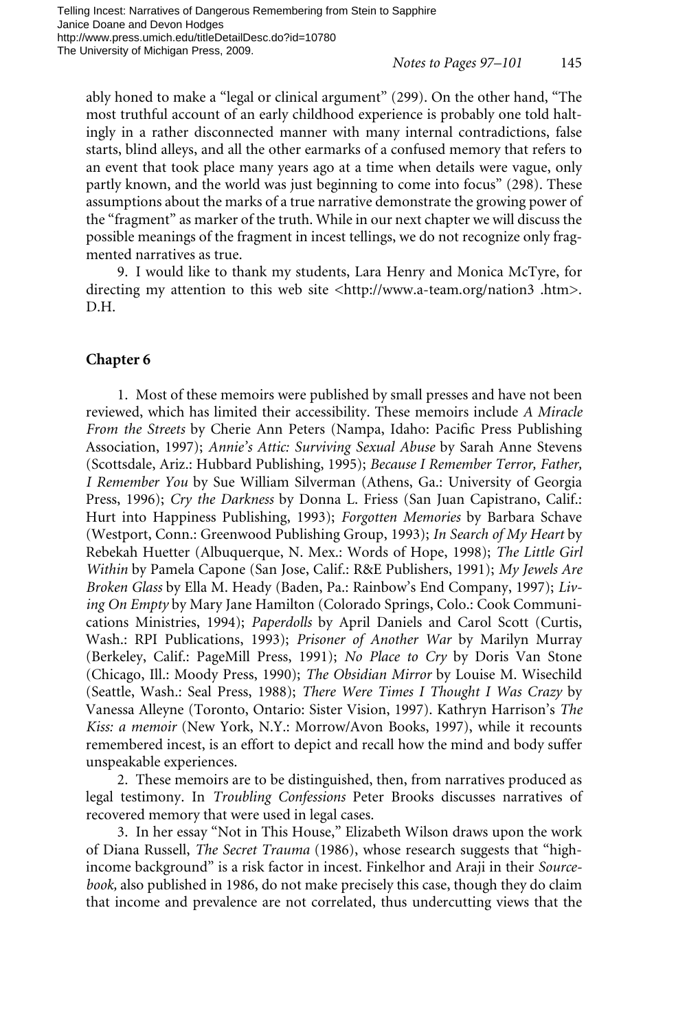ably honed to make a "legal or clinical argument" (299). On the other hand, "The most truthful account of an early childhood experience is probably one told haltingly in a rather disconnected manner with many internal contradictions, false starts, blind alleys, and all the other earmarks of a confused memory that refers to an event that took place many years ago at a time when details were vague, only partly known, and the world was just beginning to come into focus" (298). These assumptions about the marks of a true narrative demonstrate the growing power of the "fragment" as marker of the truth. While in our next chapter we will discuss the possible meanings of the fragment in incest tellings, we do not recognize only fragmented narratives as true.

9. I would like to thank my students, Lara Henry and Monica McTyre, for directing my attention to this web site <http://www.a-team.org/nation3 .htm>. D.H.

## Chapter 6

1. Most of these memoirs were published by small presses and have not been reviewed, which has limited their accessibility. These memoirs include *A Miracle From the Streets* by Cherie Ann Peters (Nampa, Idaho: Pacific Press Publishing Association, 1997); *Annie's Attic: Surviving Sexual Abuse* by Sarah Anne Stevens (Scottsdale, Ariz.: Hubbard Publishing, 1995); *Because I Remember Terror, Father, I Remember You* by Sue William Silverman (Athens, Ga.: University of Georgia Press, 1996); *Cry the Darkness* by Donna L. Friess (San Juan Capistrano, Calif.: Hurt into Happiness Publishing, 1993); *Forgotten Memories* by Barbara Schave (Westport, Conn.: Greenwood Publishing Group, 1993); *In Search of My Heart* by Rebekah Huetter (Albuquerque, N. Mex.: Words of Hope, 1998); *The Little Girl Within* by Pamela Capone (San Jose, Calif.: R&E Publishers, 1991); *My Jewels Are Broken Glass* by Ella M. Heady (Baden, Pa.: Rainbow's End Company, 1997); *Living On Empty* by Mary Jane Hamilton (Colorado Springs, Colo.: Cook Communications Ministries, 1994); *Paperdolls* by April Daniels and Carol Scott (Curtis, Wash.: RPI Publications, 1993); *Prisoner of Another War* by Marilyn Murray (Berkeley, Calif.: PageMill Press, 1991); *No Place to Cry* by Doris Van Stone (Chicago, Ill.: Moody Press, 1990); *The Obsidian Mirror* by Louise M. Wisechild (Seattle, Wash.: Seal Press, 1988); *There Were Times I Thought I Was Crazy* by Vanessa Alleyne (Toronto, Ontario: Sister Vision, 1997). Kathryn Harrison's *The Kiss: a memoir* (New York, N.Y.: Morrow/Avon Books, 1997), while it recounts remembered incest, is an effort to depict and recall how the mind and body suffer unspeakable experiences.

2. These memoirs are to be distinguished, then, from narratives produced as legal testimony. In *Troubling Confessions* Peter Brooks discusses narratives of recovered memory that were used in legal cases.

3. In her essay "Not in This House," Elizabeth Wilson draws upon the work of Diana Russell, *The Secret Trauma* (1986), whose research suggests that "high-income background" is a risk factor in incest. Finkelhor and Araji in their *Sourcebook,* also published in 1986, do not make precisely this case, though they do claim that income and prevalence are not correlated, thus undercutting views that the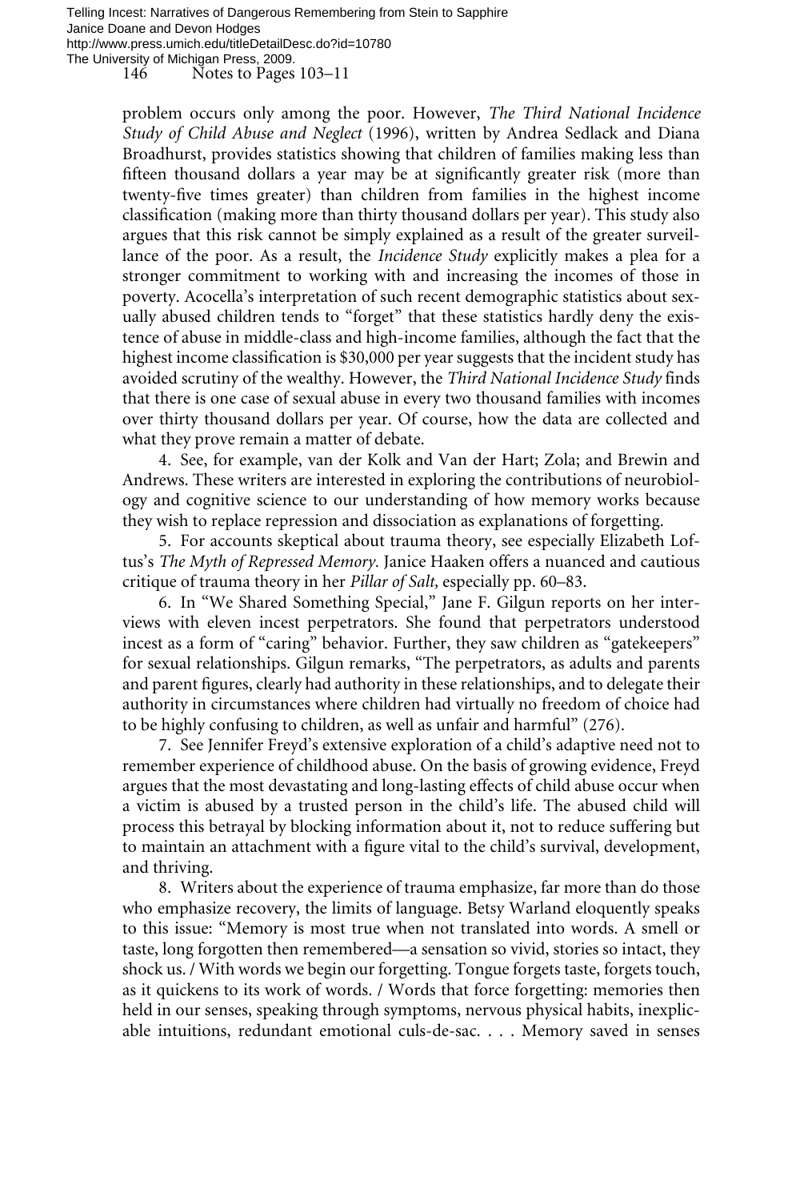problem occurs only among the poor. However, *The Third National Incidence Study of Child Abuse and Neglect* (1996), written by Andrea Sedlack and Diana Broadhurst, provides statistics showing that children of families making less than fifteen thousand dollars a year may be at significantly greater risk (more than twenty-five times greater) than children from families in the highest income classification (making more than thirty thousand dollars per year). This study also argues that this risk cannot be simply explained as a result of the greater surveillance of the poor. As a result, the *Incidence Study* explicitly makes a plea for a stronger commitment to working with and increasing the incomes of those in poverty. Acocella's interpretation of such recent demographic statistics about sexually abused children tends to "forget" that these statistics hardly deny the existence of abuse in middle-class and high-income families, although the fact that the highest income classification is $30,000 per year suggests that the incident study has avoided scrutiny of the wealthy. However, the *Third National Incidence Study* finds that there is one case of sexual abuse in every two thousand families with incomes over thirty thousand dollars per year. Of course, how the data are collected and what they prove remain a matter of debate.

4. See, for example, van der Kolk and Van der Hart; Zola; and Brewin and Andrews. These writers are interested in exploring the contributions of neurobiology and cognitive science to our understanding of how memory works because they wish to replace repression and dissociation as explanations of forgetting.

5. For accounts skeptical about trauma theory, see especially Elizabeth Loftus's *The Myth of Repressed Memory.* Janice Haaken offers a nuanced and cautious critique of trauma theory in her *Pillar of Salt,* especially pp. 60–83.

6. In "We Shared Something Special," Jane F. Gilgun reports on her interviews with eleven incest perpetrators. She found that perpetrators understood incest as a form of "caring" behavior. Further, they saw children as "gatekeepers" for sexual relationships. Gilgun remarks, "The perpetrators, as adults and parents and parent figures, clearly had authority in these relationships, and to delegate their authority in circumstances where children had virtually no freedom of choice had to be highly confusing to children, as well as unfair and harmful" (276).

7. See Jennifer Freyd's extensive exploration of a child's adaptive need not to remember experience of childhood abuse. On the basis of growing evidence, Freyd argues that the most devastating and long-lasting effects of child abuse occur when a victim is abused by a trusted person in the child's life. The abused child will process this betrayal by blocking information about it, not to reduce suffering but to maintain an attachment with a figure vital to the child's survival, development, and thriving.

8. Writers about the experience of trauma emphasize, far more than do those who emphasize recovery, the limits of language. Betsy Warland eloquently speaks to this issue: "Memory is most true when not translated into words. A smell or taste, long forgotten then remembered—a sensation so vivid, stories so intact, they shock us. / With words we begin our forgetting. Tongue forgets taste, forgets touch, as it quickens to its work of words. / Words that force forgetting: memories then held in our senses, speaking through symptoms, nervous physical habits, inexplicable intuitions, redundant emotional culs-de-sac. . . . Memory saved in senses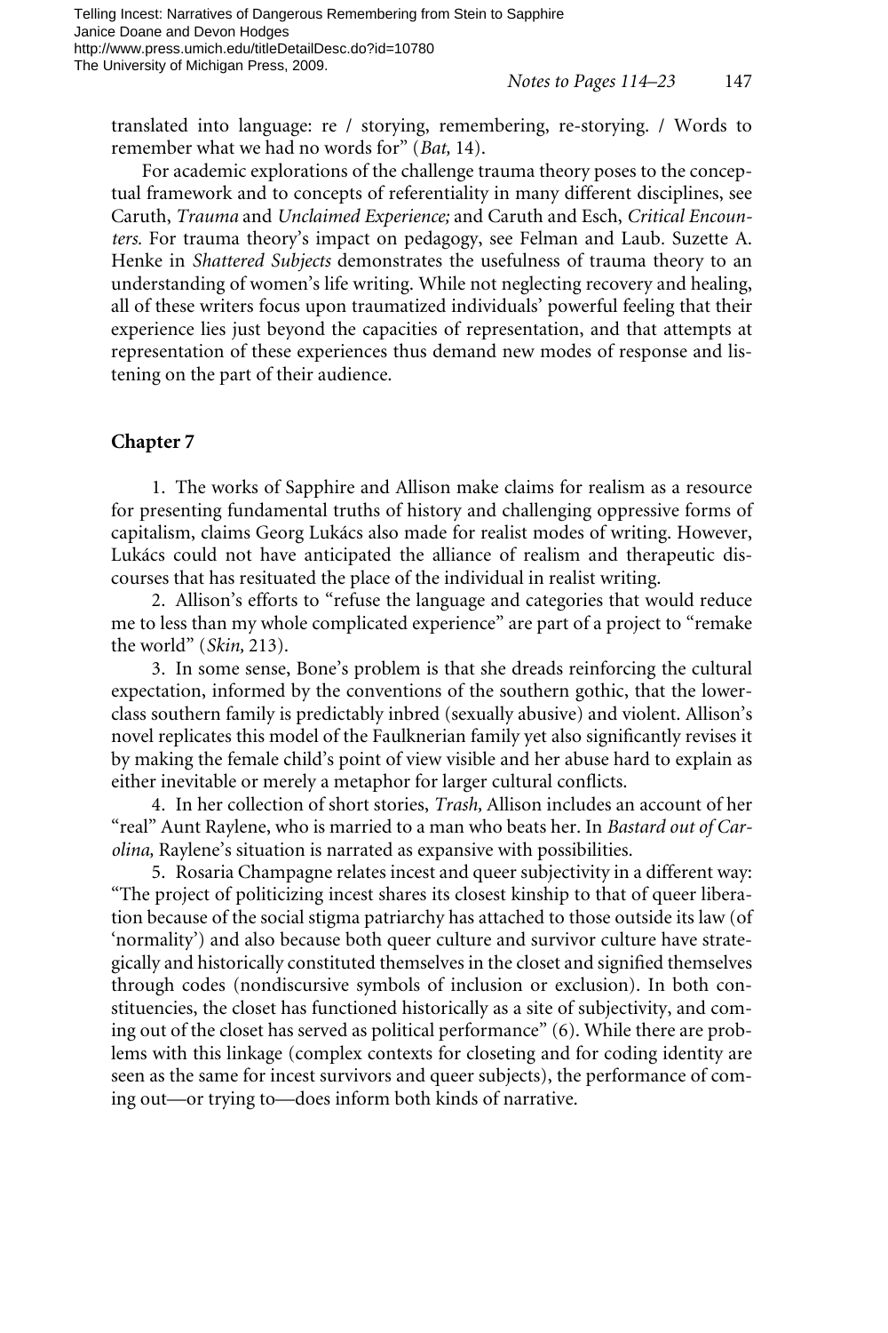translated into language: re / storying, remembering, re-storying. / Words to remember what we had no words for" (*Bat,* 14).

For academic explorations of the challenge trauma theory poses to the conceptual framework and to concepts of referentiality in many different disciplines, see Caruth, *Trauma* and *Unclaimed Experience;* and Caruth and Esch, *Critical Encounters.* For trauma theory's impact on pedagogy, see Felman and Laub. Suzette A. Henke in *Shattered Subjects* demonstrates the usefulness of trauma theory to an understanding of women's life writing. While not neglecting recovery and healing, all of these writers focus upon traumatized individuals' powerful feeling that their experience lies just beyond the capacities of representation, and that attempts at representation of these experiences thus demand new modes of response and listening on the part of their audience.

## Chapter 7

1. The works of Sapphire and Allison make claims for realism as a resource for presenting fundamental truths of history and challenging oppressive forms of capitalism, claims Georg Lukács also made for realist modes of writing. However, Lukács could not have anticipated the alliance of realism and therapeutic discourses that has resituated the place of the individual in realist writing.

2. Allison's efforts to "refuse the language and categories that would reduce me to less than my whole complicated experience" are part of a project to "remake the world" (*Skin,* 213).

3. In some sense, Bone's problem is that she dreads reinforcing the cultural expectation, informed by the conventions of the southern gothic, that the lower-class southern family is predictably inbred (sexually abusive) and violent. Allison's novel replicates this model of the Faulknerian family yet also significantly revises it by making the female child's point of view visible and her abuse hard to explain as either inevitable or merely a metaphor for larger cultural conflicts.

4. In her collection of short stories, *Trash,* Allison includes an account of her "real" Aunt Raylene, who is married to a man who beats her. In *Bastard out of Carolina,* Raylene's situation is narrated as expansive with possibilities.

5. Rosaria Champagne relates incest and queer subjectivity in a different way: "The project of politicizing incest shares its closest kinship to that of queer liberation because of the social stigma patriarchy has attached to those outside its law (of 'normality') and also because both queer culture and survivor culture have strategically and historically constituted themselves in the closet and signified themselves through codes (nondiscursive symbols of inclusion or exclusion). In both constituencies, the closet has functioned historically as a site of subjectivity, and coming out of the closet has served as political performance" (6). While there are problems with this linkage (complex contexts for closeting and for coding identity are seen as the same for incest survivors and queer subjects), the performance of coming out—or trying to—does inform both kinds of narrative.